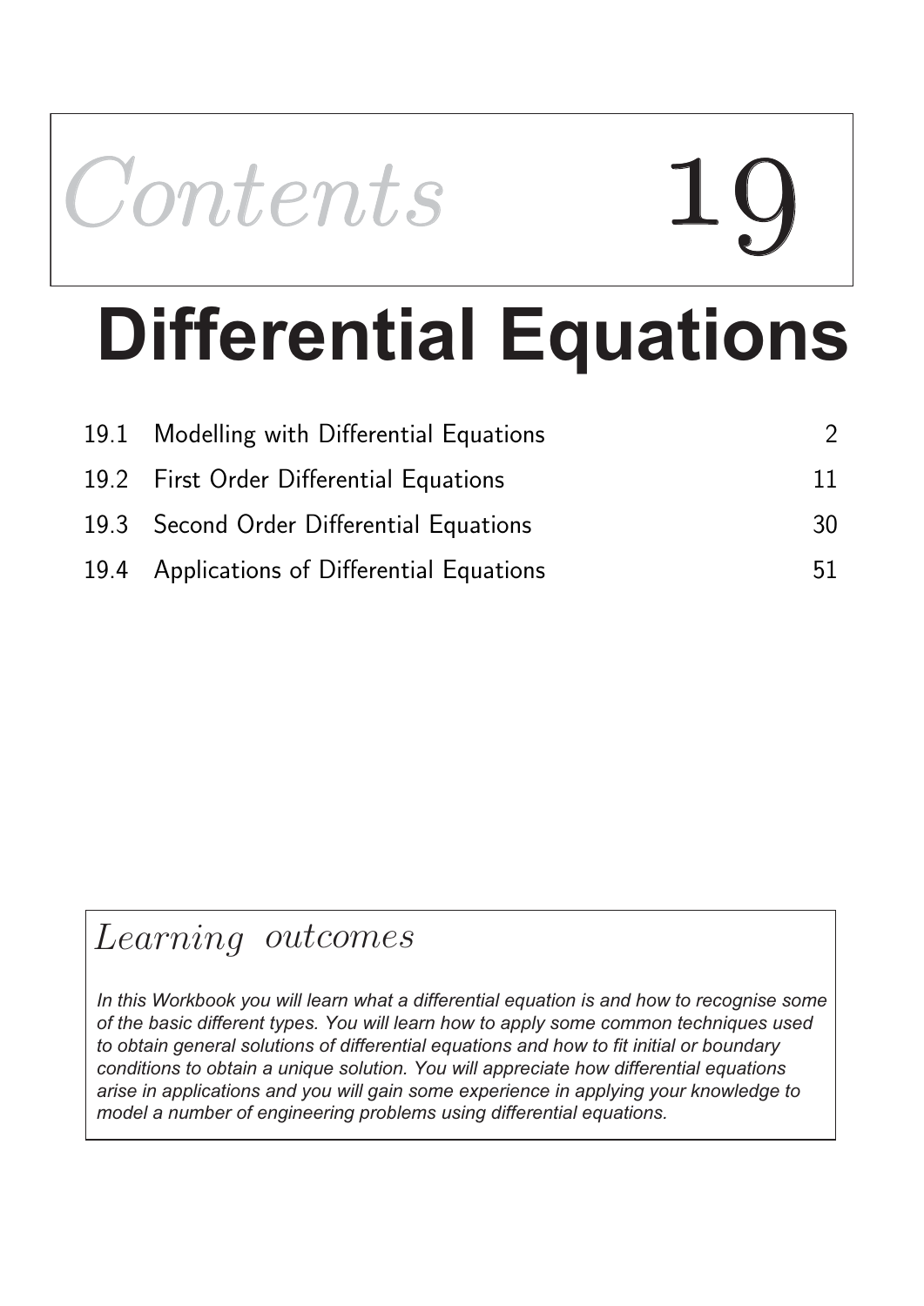*Contents* 19

# Differential Equations

| | | |
|---|---|---|
| 19.1 | Modelling with Differential Equations | 2 |
| 19.2 | First Order Differential Equations | 11 |
| 19.3 | Second Order Differential Equations | 30 |
| 19.4 | Applications of Differential Equations | 51 |

## *Learning outcomes*

*In this Workbook you will learn what a differential equation is and how to recognise some of the basic different types. You will learn how to apply some common techniques used to obtain general solutions of differential equations and how to fit initial or boundary conditions to obtain a unique solution. You will appreciate how differential equations arise in applications and you will gain some experience in applying your knowledge to model a number of engineering problems using differential equations.*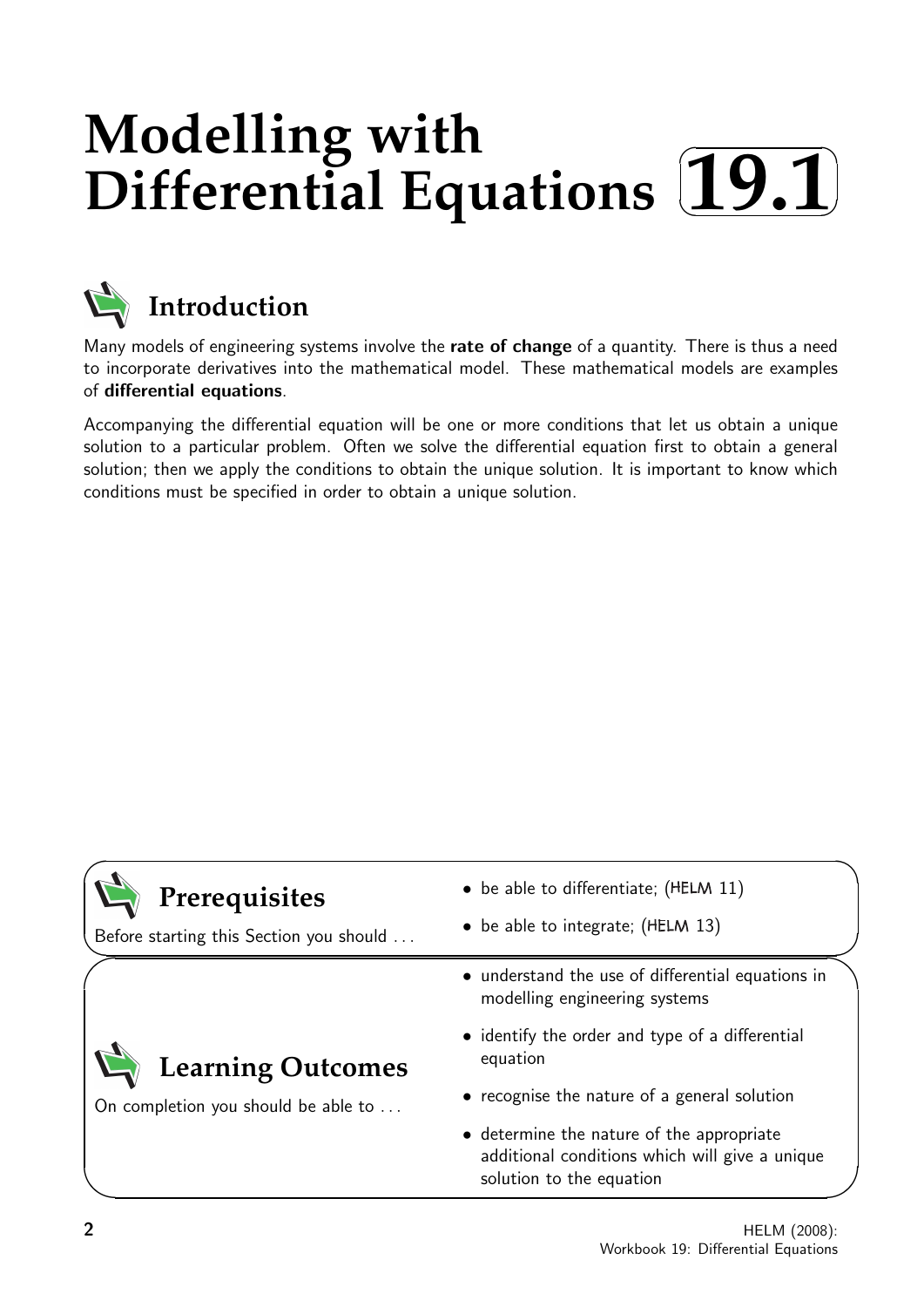# Modelling with Differential Equations 19.1

## Introduction

Many models of engineering systems involve the **rate of change** of a quantity. There is thus a need to incorporate derivatives into the mathematical model. These mathematical models are examples of **differential equations**.

Accompanying the differential equation will be one or more conditions that let us obtain a unique solution to a particular problem. Often we solve the differential equation first to obtain a general solution; then we apply the conditions to obtain the unique solution. It is important to know which conditions must be specified in order to obtain a unique solution.

## Prerequisites

Before starting this Section you should ...

- be able to differentiate; (HELM 11)
- be able to integrate; (HELM 13)

## Learning Outcomes

On completion you should be able to ...

- understand the use of differential equations in modelling engineering systems
- identify the order and type of a differential equation
- recognise the nature of a general solution
- determine the nature of the appropriate additional conditions which will give a unique solution to the equation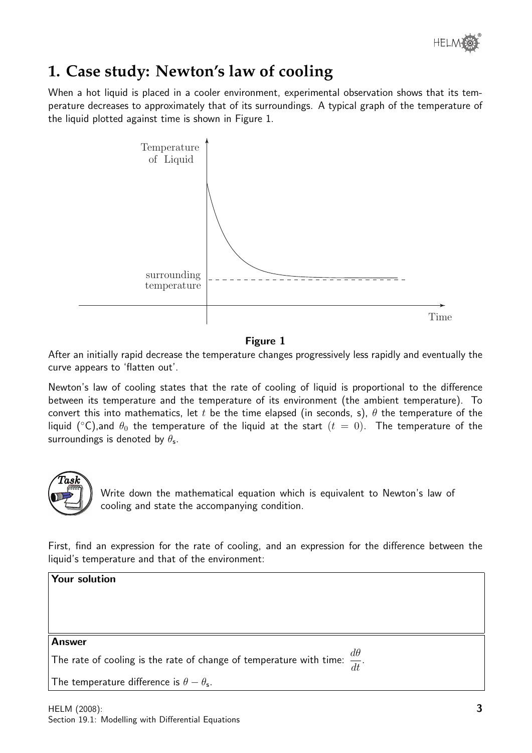# 1. Case study: Newton's law of cooling

When a hot liquid is placed in a cooler environment, experimental observation shows that its temperature decreases to approximately that of its surroundings. A typical graph of the temperature of the liquid plotted against time is shown in Figure 1.

**Figure 1**

After an initially rapid decrease the temperature changes progressively less rapidly and eventually the curve appears to 'flatten out'.

Newton's law of cooling states that the rate of cooling of liquid is proportional to the difference between its temperature and the temperature of its environment (the ambient temperature). To convert this into mathematics, let $t$ be the time elapsed (in seconds, s), $\theta$ the temperature of the liquid (°C),and $\theta_0$ the temperature of the liquid at the start $(t = 0)$. The temperature of the surroundings is denoted by $\theta_s$.

**Task**

Write down the mathematical equation which is equivalent to Newton's law of cooling and state the accompanying condition.

First, find an expression for the rate of cooling, and an expression for the difference between the liquid's temperature and that of the environment:

**Your solution**

**Answer**

The rate of cooling is the rate of change of temperature with time: $\dfrac{d\theta}{dt}$.

The temperature difference is $\theta - \theta_s$.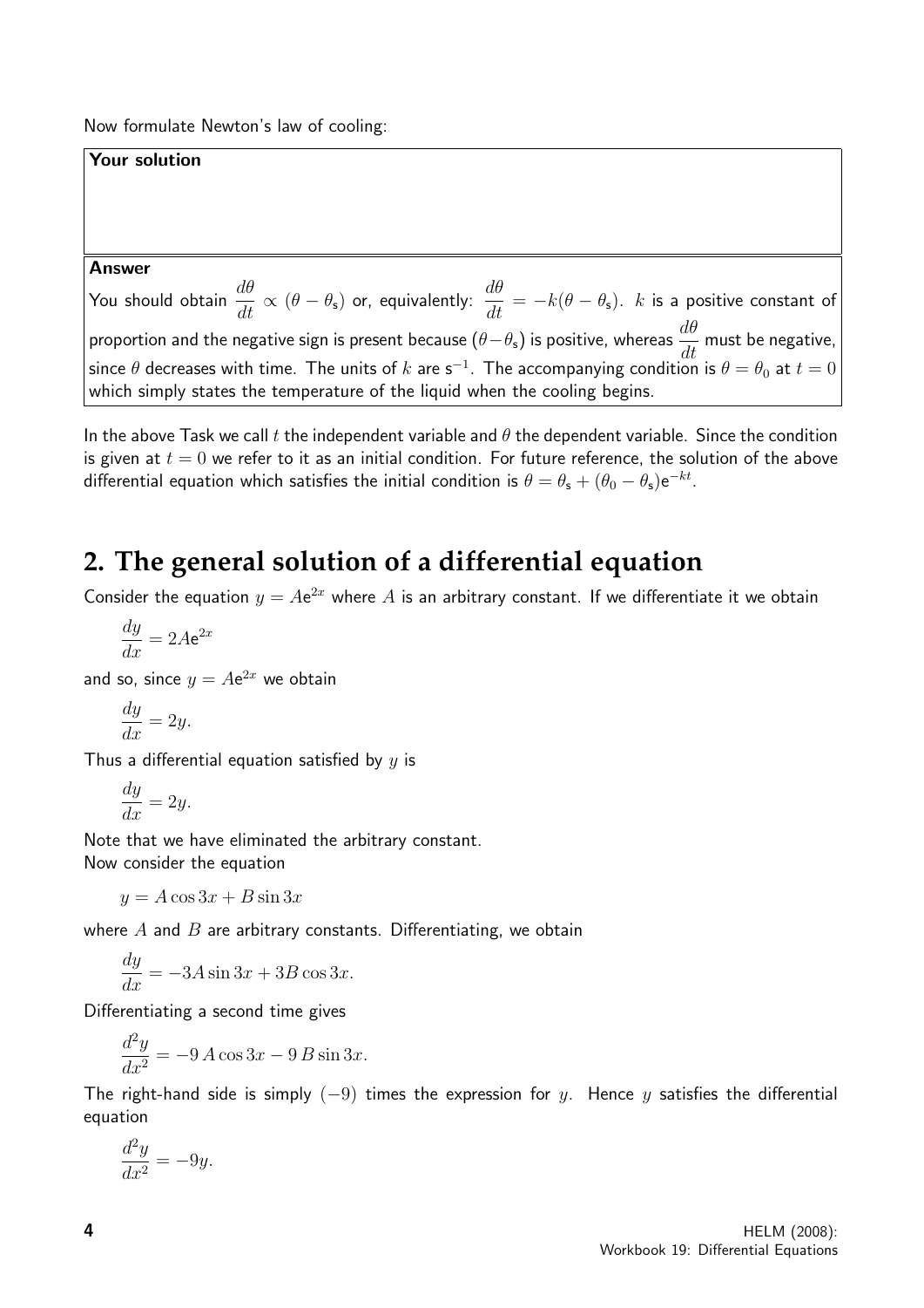Now formulate Newton's law of cooling:

**Your solution**

**Answer**

You should obtain $\dfrac{d\theta}{dt} \propto (\theta - \theta_s)$ or, equivalently: $\dfrac{d\theta}{dt} = -k(\theta - \theta_s)$. $k$ is a positive constant of proportion and the negative sign is present because $(\theta - \theta_s)$ is positive, whereas $\dfrac{d\theta}{dt}$ must be negative, since $\theta$ decreases with time. The units of $k$ are $\text{s}^{-1}$. The accompanying condition is $\theta = \theta_0$ at $t = 0$ which simply states the temperature of the liquid when the cooling begins.

In the above Task we call $t$ the independent variable and $\theta$ the dependent variable. Since the condition is given at $t = 0$ we refer to it as an initial condition. For future reference, the solution of the above differential equation which satisfies the initial condition is $\theta = \theta_s + (\theta_0 - \theta_s)e^{-kt}$.

## 2. The general solution of a differential equation

Consider the equation $y = Ae^{2x}$ where $A$ is an arbitrary constant. If we differentiate it we obtain

$$\frac{dy}{dx} = 2Ae^{2x}$$

and so, since $y = Ae^{2x}$ we obtain

$$\frac{dy}{dx} = 2y.$$

Thus a differential equation satisfied by $y$ is

$$\frac{dy}{dx} = 2y.$$

Note that we have eliminated the arbitrary constant.

Now consider the equation

$$y = A\cos 3x + B\sin 3x$$

where $A$ and $B$ are arbitrary constants. Differentiating, we obtain

$$\frac{dy}{dx} = -3A\sin 3x + 3B\cos 3x.$$

Differentiating a second time gives

$$\frac{d^2y}{dx^2} = -9\,A\cos 3x - 9\,B\sin 3x.$$

The right-hand side is simply $(-9)$ times the expression for $y$. Hence $y$ satisfies the differential equation

$$\frac{d^2y}{dx^2} = -9y.$$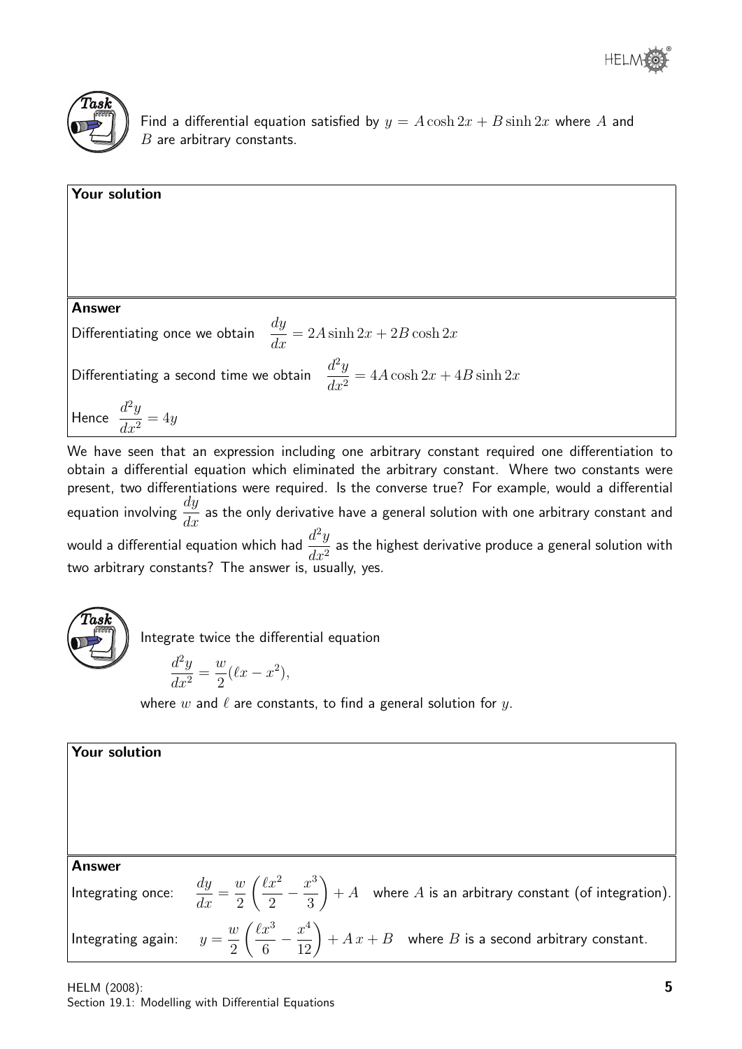**Task**

Find a differential equation satisfied by $y = A\cosh 2x + B\sinh 2x$ where $A$ and $B$ are arbitrary constants.

**Your solution**

**Answer**

Differentiating once we obtain $\dfrac{dy}{dx} = 2A\sinh 2x + 2B\cosh 2x$

Differentiating a second time we obtain $\dfrac{d^2y}{dx^2} = 4A\cosh 2x + 4B\sinh 2x$

Hence $\dfrac{d^2y}{dx^2} = 4y$

We have seen that an expression including one arbitrary constant required one differentiation to obtain a differential equation which eliminated the arbitrary constant. Where two constants were present, two differentiations were required. Is the converse true? For example, would a differential equation involving $\dfrac{dy}{dx}$ as the only derivative have a general solution with one arbitrary constant and would a differential equation which had $\dfrac{d^2y}{dx^2}$ as the highest derivative produce a general solution with two arbitrary constants? The answer is, usually, yes.

**Task**

Integrate twice the differential equation

$$\frac{d^2y}{dx^2} = \frac{w}{2}(\ell x - x^2),$$

where $w$ and $\ell$ are constants, to find a general solution for $y$.

**Your solution**

**Answer**

Integrating once: $\dfrac{dy}{dx} = \dfrac{w}{2}\left(\dfrac{\ell x^2}{2} - \dfrac{x^3}{3}\right) + A$ where $A$ is an arbitrary constant (of integration).

Integrating again: $y = \dfrac{w}{2}\left(\dfrac{\ell x^3}{6} - \dfrac{x^4}{12}\right) + A\,x + B$ where $B$ is a second arbitrary constant.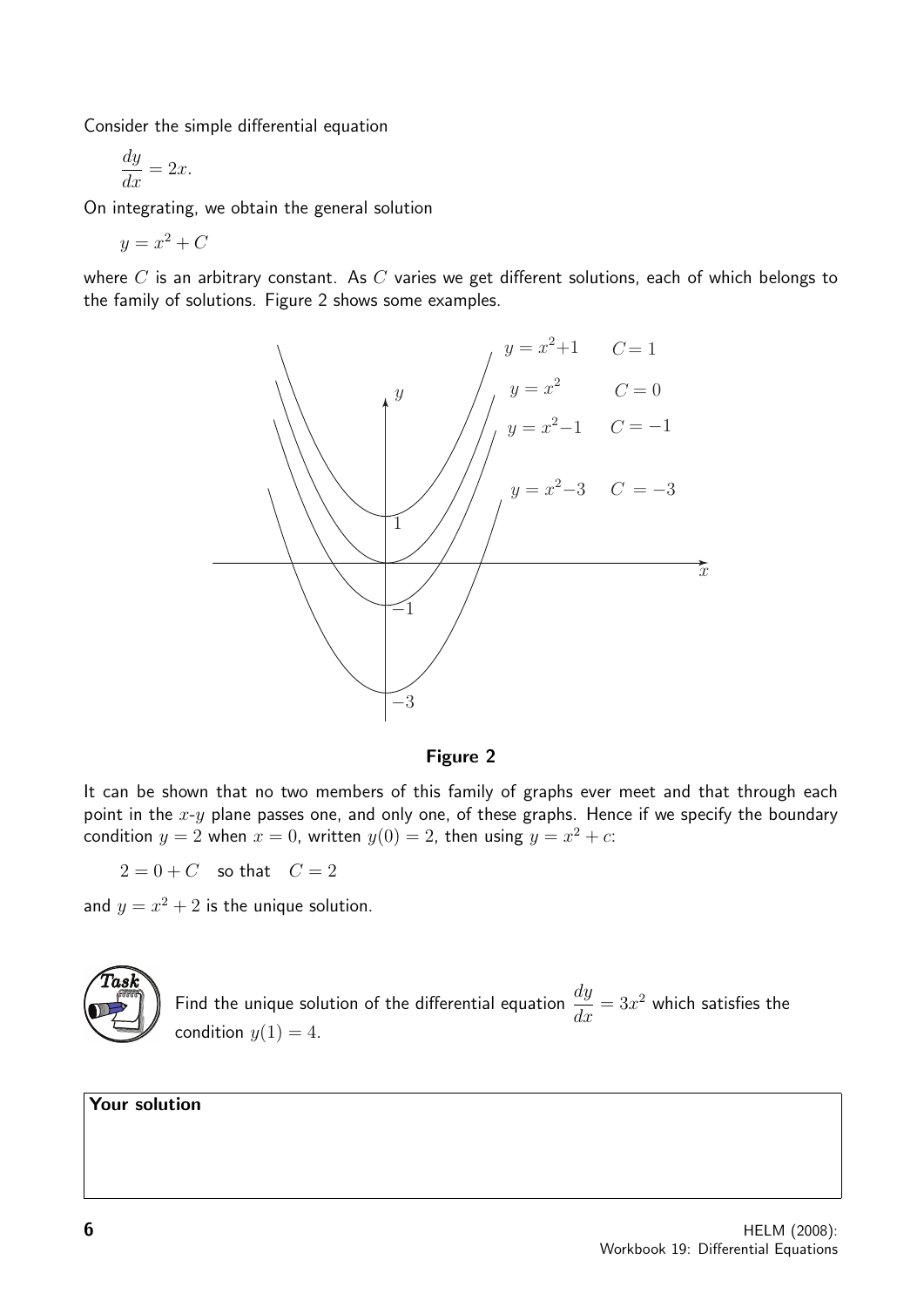Consider the simple differential equation

$$\frac{dy}{dx} = 2x.$$

On integrating, we obtain the general solution

$$y = x^2 + C$$

where $C$ is an arbitrary constant. As $C$ varies we get different solutions, each of which belongs to the family of solutions. Figure 2 shows some examples.

**Figure 2**

It can be shown that no two members of this family of graphs ever meet and that through each point in the $x$-$y$ plane passes one, and only one, of these graphs. Hence if we specify the boundary condition $y = 2$ when $x = 0$, written $y(0) = 2$, then using $y = x^2 + c$:

$$2 = 0 + C \quad \text{so that} \quad C = 2$$

and $y = x^2 + 2$ is the unique solution.

**Task**

Find the unique solution of the differential equation $\dfrac{dy}{dx} = 3x^2$ which satisfies the condition $y(1) = 4$.

**Your solution**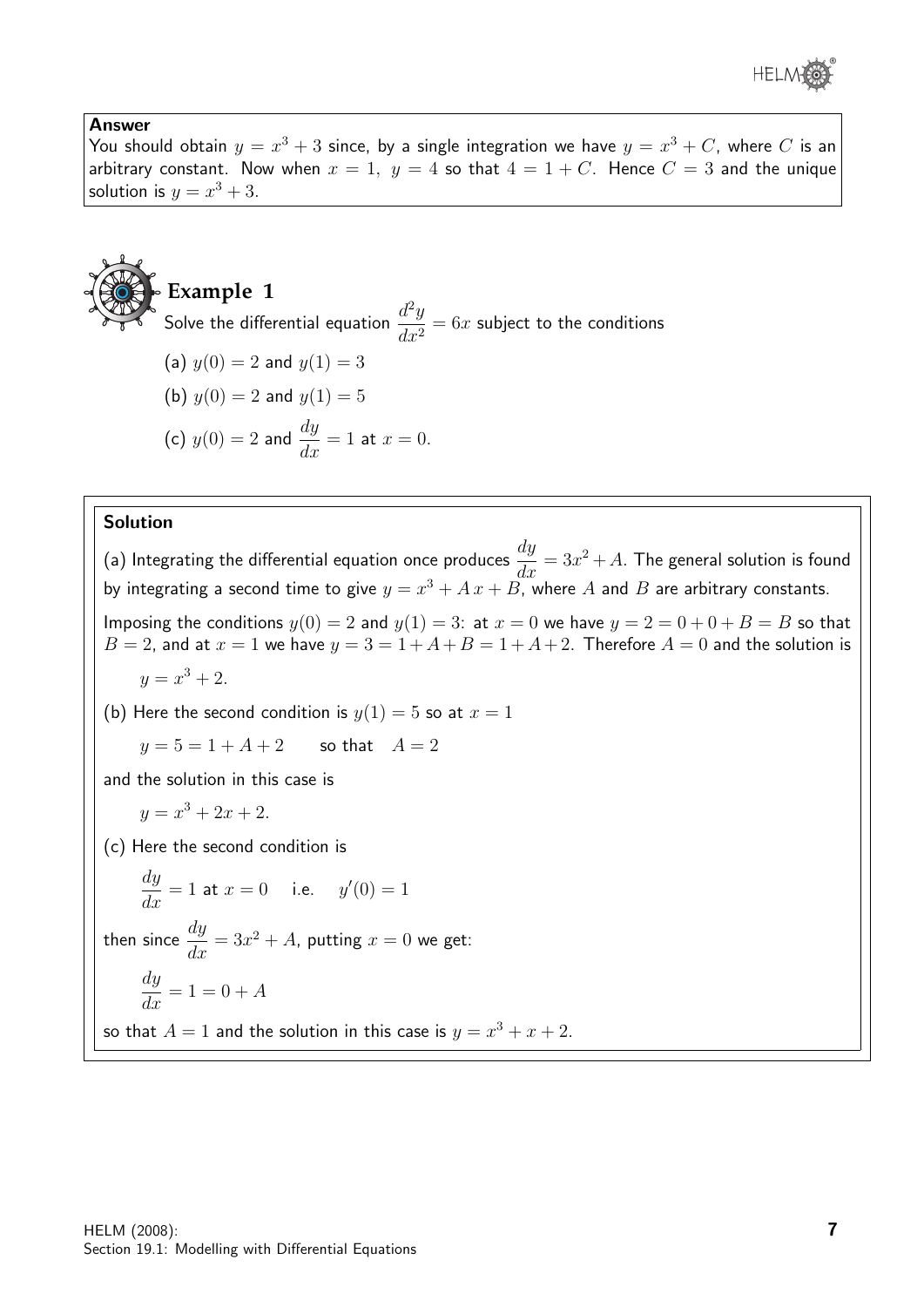**Answer**

You should obtain $y = x^3 + 3$ since, by a single integration we have $y = x^3 + C$, where $C$ is an arbitrary constant. Now when $x = 1$, $y = 4$ so that $4 = 1 + C$. Hence $C = 3$ and the unique solution is $y = x^3 + 3$.

## Example 1

Solve the differential equation $\dfrac{d^2y}{dx^2} = 6x$ subject to the conditions

(a) $y(0) = 2$ and $y(1) = 3$

(b) $y(0) = 2$ and $y(1) = 5$

(c) $y(0) = 2$ and $\dfrac{dy}{dx} = 1$ at $x = 0$.

**Solution**

(a) Integrating the differential equation once produces $\dfrac{dy}{dx} = 3x^2 + A$. The general solution is found by integrating a second time to give $y = x^3 + A\,x + B$, where $A$ and $B$ are arbitrary constants.

Imposing the conditions $y(0) = 2$ and $y(1) = 3$: at $x = 0$ we have $y = 2 = 0 + 0 + B = B$ so that $B = 2$, and at $x = 1$ we have $y = 3 = 1 + A + B = 1 + A + 2$. Therefore $A = 0$ and the solution is

$$y = x^3 + 2.$$

(b) Here the second condition is $y(1) = 5$ so at $x = 1$

$$y = 5 = 1 + A + 2 \qquad \text{so that} \quad A = 2$$

and the solution in this case is

$$y = x^3 + 2x + 2.$$

(c) Here the second condition is

$$\frac{dy}{dx} = 1 \text{ at } x = 0 \quad \text{ i.e. } \quad y'(0) = 1$$

then since $\dfrac{dy}{dx} = 3x^2 + A$, putting $x = 0$ we get:

$$\frac{dy}{dx} = 1 = 0 + A$$

so that $A = 1$ and the solution in this case is $y = x^3 + x + 2$.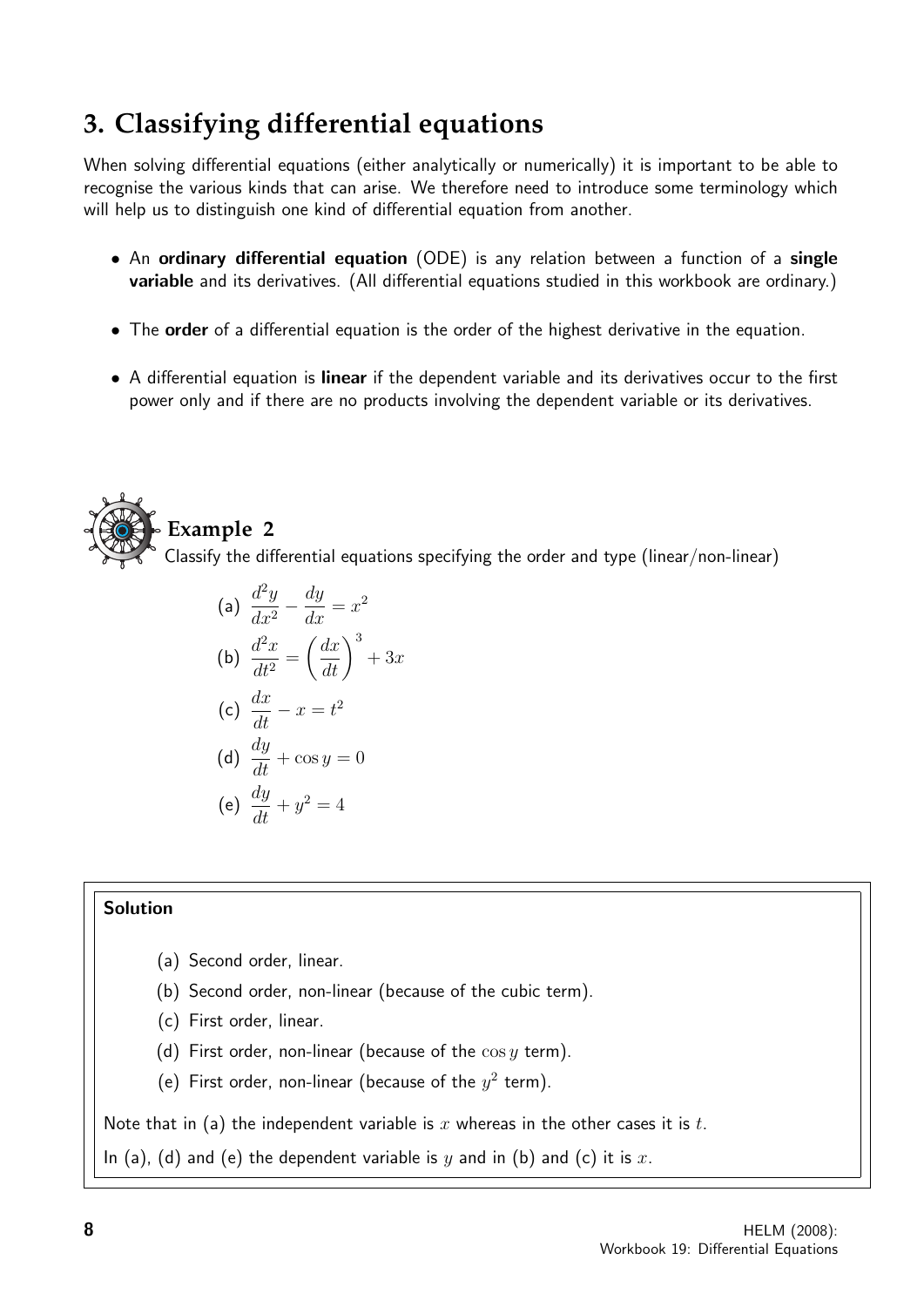## 3. Classifying differential equations

When solving differential equations (either analytically or numerically) it is important to be able to recognise the various kinds that can arise. We therefore need to introduce some terminology which will help us to distinguish one kind of differential equation from another.

- An **ordinary differential equation** (ODE) is any relation between a function of a **single variable** and its derivatives. (All differential equations studied in this workbook are ordinary.)
- The **order** of a differential equation is the order of the highest derivative in the equation.
- A differential equation is **linear** if the dependent variable and its derivatives occur to the first power only and if there are no products involving the dependent variable or its derivatives.

### Example 2

Classify the differential equations specifying the order and type (linear/non-linear)

(a) $\dfrac{d^2y}{dx^2} - \dfrac{dy}{dx} = x^2$

(b) $\dfrac{d^2x}{dt^2} = \left(\dfrac{dx}{dt}\right)^3 + 3x$

(c) $\dfrac{dx}{dt} - x = t^2$

(d) $\dfrac{dy}{dt} + \cos y = 0$

(e) $\dfrac{dy}{dt} + y^2 = 4$

**Solution**

(a) Second order, linear.

(b) Second order, non-linear (because of the cubic term).

(c) First order, linear.

(d) First order, non-linear (because of the $\cos y$ term).

(e) First order, non-linear (because of the $y^2$ term).

Note that in (a) the independent variable is $x$ whereas in the other cases it is $t$.

In (a), (d) and (e) the dependent variable is $y$ and in (b) and (c) it is $x$.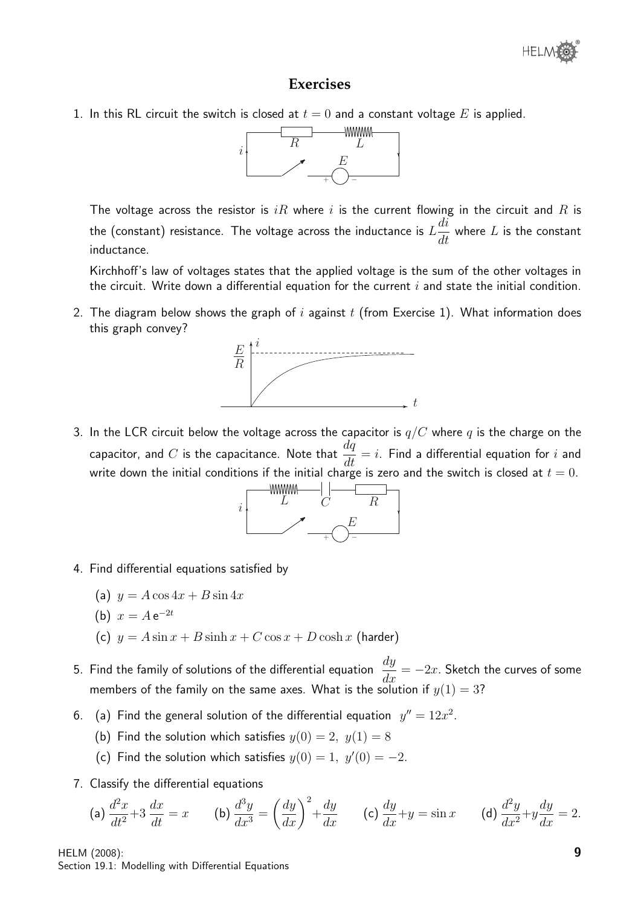## Exercises

1. In this RL circuit the switch is closed at $t = 0$ and a constant voltage $E$ is applied.

   The voltage across the resistor is $iR$ where $i$ is the current flowing in the circuit and $R$ is the (constant) resistance. The voltage across the inductance is $L\dfrac{di}{dt}$ where $L$ is the constant inductance.

   Kirchhoff's law of voltages states that the applied voltage is the sum of the other voltages in the circuit. Write down a differential equation for the current $i$ and state the initial condition.

2. The diagram below shows the graph of $i$ against $t$ (from Exercise 1). What information does this graph convey?

3. In the LCR circuit below the voltage across the capacitor is $q/C$ where $q$ is the charge on the capacitor, and $C$ is the capacitance. Note that $\dfrac{dq}{dt} = i$. Find a differential equation for $i$ and write down the initial conditions if the initial charge is zero and the switch is closed at $t = 0$.

4. Find differential equations satisfied by

   (a) $y = A\cos 4x + B\sin 4x$

   (b) $x = A\,\mathrm{e}^{-2t}$

   (c) $y = A\sin x + B\sinh x + C\cos x + D\cosh x$ (harder)

5. Find the family of solutions of the differential equation $\dfrac{dy}{dx} = -2x$. Sketch the curves of some members of the family on the same axes. What is the solution if $y(1) = 3$?

6. (a) Find the general solution of the differential equation $y'' = 12x^2$.

   (b) Find the solution which satisfies $y(0) = 2,\ y(1) = 8$

   (c) Find the solution which satisfies $y(0) = 1,\ y'(0) = -2.$

7. Classify the differential equations

   (a) $\dfrac{d^2x}{dt^2} + 3\,\dfrac{dx}{dt} = x$ (b) $\dfrac{d^3y}{dx^3} = \left(\dfrac{dy}{dx}\right)^2 + \dfrac{dy}{dx}$ (c) $\dfrac{dy}{dx} + y = \sin x$ (d) $\dfrac{d^2y}{dx^2} + y\dfrac{dy}{dx} = 2.$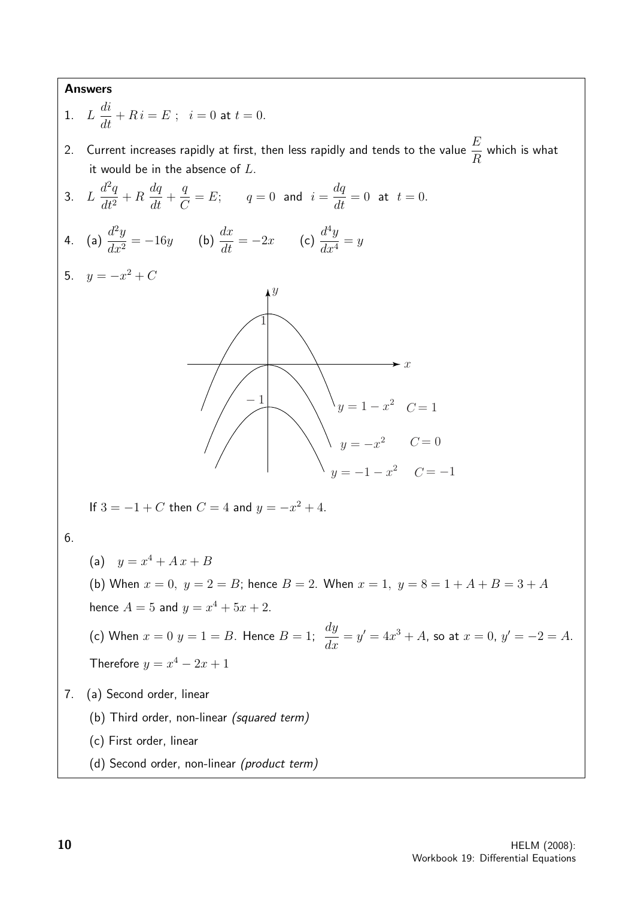**Answers**

1. $L\,\dfrac{di}{dt} + R\,i = E$ ; $i = 0$ at $t = 0$.

2. Current increases rapidly at first, then less rapidly and tends to the value $\dfrac{E}{R}$ which is what it would be in the absence of $L$.

3. $L\,\dfrac{d^2q}{dt^2} + R\,\dfrac{dq}{dt} + \dfrac{q}{C} = E;$ $\quad q = 0$ and $i = \dfrac{dq}{dt} = 0$ at $t = 0$.

4. (a) $\dfrac{d^2y}{dx^2} = -16y$ (b) $\dfrac{dx}{dt} = -2x$ (c) $\dfrac{d^4y}{dx^4} = y$

5. $y = -x^2 + C$

$y$

$x$

1

$-1$

$y = 1 - x^2 \quad C = 1$

$y = -x^2 \quad C = 0$

$y = -1 - x^2 \quad C = -1$

If $3 = -1 + C$ then $C = 4$ and $y = -x^2 + 4$.

6.

(a) $y = x^4 + A\,x + B$

(b) When $x = 0,\ y = 2 = B$; hence $B = 2$. When $x = 1,\ y = 8 = 1 + A + B = 3 + A$ hence $A = 5$ and $y = x^4 + 5x + 2$.

(c) When $x = 0$ $y = 1 = B$. Hence $B = 1$; $\dfrac{dy}{dx} = y' = 4x^3 + A$, so at $x = 0$, $y' = -2 = A$. Therefore $y = x^4 - 2x + 1$

7. (a) Second order, linear

(b) Third order, non-linear *(squared term)*

(c) First order, linear

(d) Second order, non-linear *(product term)*